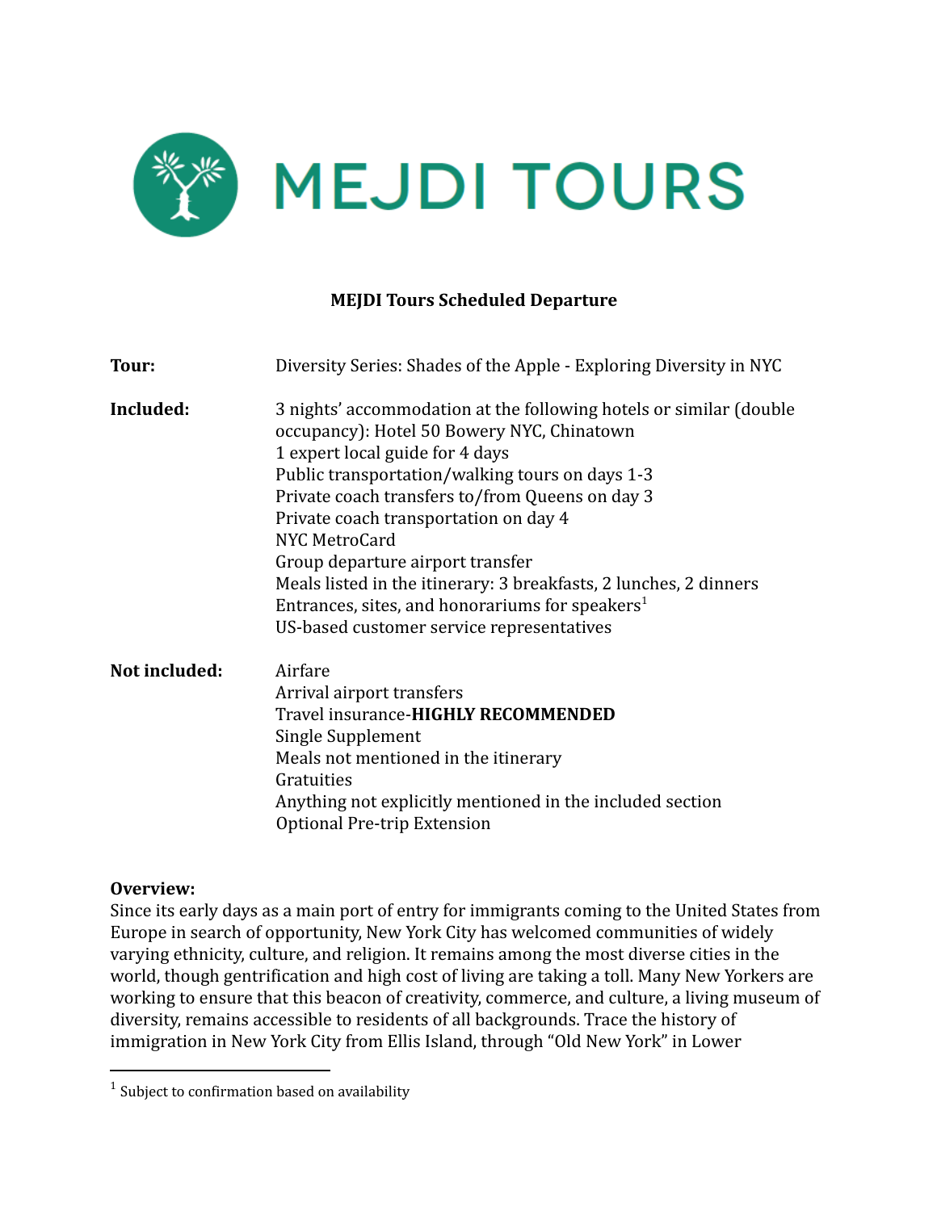MEJDI TOURS

**MEJDI Tours Scheduled Departure**

**Tour:** Diversity Series: Shades of the Apple - Exploring Diversity in NYC

**Included:**

3 nights' accommodation at the following hotels or similar (double occupancy): Hotel 50 Bowery NYC, Chinatown
1 expert local guide for 4 days
Public transportation/walking tours on days 1-3
Private coach transfers to/from Queens on day 3
Private coach transportation on day 4
NYC MetroCard
Group departure airport transfer
Meals listed in the itinerary: 3 breakfasts, 2 lunches, 2 dinners
Entrances, sites, and honorariums for speakers[1]
US-based customer service representatives

**Not included:**

Airfare
Arrival airport transfers
Travel insurance-**HIGHLY RECOMMENDED**
Single Supplement
Meals not mentioned in the itinerary
Gratuities
Anything not explicitly mentioned in the included section
Optional Pre-trip Extension

**Overview:**
Since its early days as a main port of entry for immigrants coming to the United States from Europe in search of opportunity, New York City has welcomed communities of widely varying ethnicity, culture, and religion. It remains among the most diverse cities in the world, though gentrification and high cost of living are taking a toll. Many New Yorkers are working to ensure that this beacon of creativity, commerce, and culture, a living museum of diversity, remains accessible to residents of all backgrounds. Trace the history of immigration in New York City from Ellis Island, through "Old New York" in Lower

---

[1] Subject to confirmation based on availability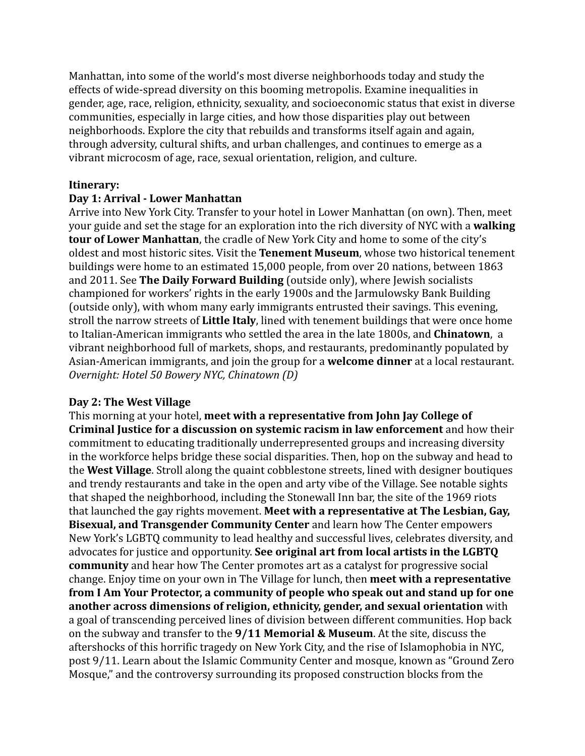Manhattan, into some of the world's most diverse neighborhoods today and study the effects of wide-spread diversity on this booming metropolis. Examine inequalities in gender, age, race, religion, ethnicity, sexuality, and socioeconomic status that exist in diverse communities, especially in large cities, and how those disparities play out between neighborhoods. Explore the city that rebuilds and transforms itself again and again, through adversity, cultural shifts, and urban challenges, and continues to emerge as a vibrant microcosm of age, race, sexual orientation, religion, and culture.

**Itinerary:**

**Day 1: Arrival - Lower Manhattan**

Arrive into New York City. Transfer to your hotel in Lower Manhattan (on own). Then, meet your guide and set the stage for an exploration into the rich diversity of NYC with a **walking tour of Lower Manhattan**, the cradle of New York City and home to some of the city's oldest and most historic sites. Visit the **Tenement Museum**, whose two historical tenement buildings were home to an estimated 15,000 people, from over 20 nations, between 1863 and 2011. See **The Daily Forward Building** (outside only), where Jewish socialists championed for workers' rights in the early 1900s and the Jarmulowsky Bank Building (outside only), with whom many early immigrants entrusted their savings. This evening, stroll the narrow streets of **Little Italy**, lined with tenement buildings that were once home to Italian-American immigrants who settled the area in the late 1800s, and **Chinatown**, a vibrant neighborhood full of markets, shops, and restaurants, predominantly populated by Asian-American immigrants, and join the group for a **welcome dinner** at a local restaurant.
*Overnight: Hotel 50 Bowery NYC, Chinatown (D)*

**Day 2: The West Village**

This morning at your hotel, **meet with a representative from John Jay College of Criminal Justice for a discussion on systemic racism in law enforcement** and how their commitment to educating traditionally underrepresented groups and increasing diversity in the workforce helps bridge these social disparities. Then, hop on the subway and head to the **West Village**. Stroll along the quaint cobblestone streets, lined with designer boutiques and trendy restaurants and take in the open and arty vibe of the Village. See notable sights that shaped the neighborhood, including the Stonewall Inn bar, the site of the 1969 riots that launched the gay rights movement. **Meet with a representative at The Lesbian, Gay, Bisexual, and Transgender Community Center** and learn how The Center empowers New York's LGBTQ community to lead healthy and successful lives, celebrates diversity, and advocates for justice and opportunity. **See original art from local artists in the LGBTQ community** and hear how The Center promotes art as a catalyst for progressive social change. Enjoy time on your own in The Village for lunch, then **meet with a representative from I Am Your Protector, a community of people who speak out and stand up for one another across dimensions of religion, ethnicity, gender, and sexual orientation** with a goal of transcending perceived lines of division between different communities. Hop back on the subway and transfer to the **9/11 Memorial & Museum**. At the site, discuss the aftershocks of this horrific tragedy on New York City, and the rise of Islamophobia in NYC, post 9/11. Learn about the Islamic Community Center and mosque, known as "Ground Zero Mosque," and the controversy surrounding its proposed construction blocks from the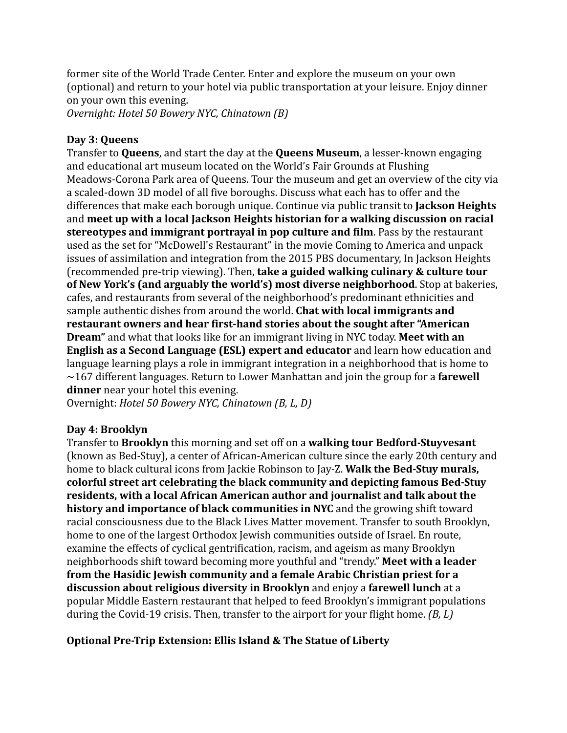former site of the World Trade Center. Enter and explore the museum on your own (optional) and return to your hotel via public transportation at your leisure. Enjoy dinner on your own this evening.
*Overnight: Hotel 50 Bowery NYC, Chinatown (B)*

**Day 3: Queens**
Transfer to **Queens**, and start the day at the **Queens Museum**, a lesser-known engaging and educational art museum located on the World's Fair Grounds at Flushing Meadows-Corona Park area of Queens. Tour the museum and get an overview of the city via a scaled-down 3D model of all five boroughs. Discuss what each has to offer and the differences that make each borough unique. Continue via public transit to **Jackson Heights** and **meet up with a local Jackson Heights historian for a walking discussion on racial stereotypes and immigrant portrayal in pop culture and film**. Pass by the restaurant used as the set for "McDowell's Restaurant" in the movie Coming to America and unpack issues of assimilation and integration from the 2015 PBS documentary, In Jackson Heights (recommended pre-trip viewing). Then, **take a guided walking culinary & culture tour of New York's (and arguably the world's) most diverse neighborhood**. Stop at bakeries, cafes, and restaurants from several of the neighborhood's predominant ethnicities and sample authentic dishes from around the world. **Chat with local immigrants and restaurant owners and hear first-hand stories about the sought after "American Dream"** and what that looks like for an immigrant living in NYC today. **Meet with an English as a Second Language (ESL) expert and educator** and learn how education and language learning plays a role in immigrant integration in a neighborhood that is home to ~167 different languages. Return to Lower Manhattan and join the group for a **farewell dinner** near your hotel this evening.
Overnight: *Hotel 50 Bowery NYC, Chinatown (B, L, D)*

**Day 4: Brooklyn**
Transfer to **Brooklyn** this morning and set off on a **walking tour Bedford-Stuyvesant** (known as Bed-Stuy), a center of African-American culture since the early 20th century and home to black cultural icons from Jackie Robinson to Jay-Z. **Walk the Bed-Stuy murals, colorful street art celebrating the black community and depicting famous Bed-Stuy residents, with a local African American author and journalist and talk about the history and importance of black communities in NYC** and the growing shift toward racial consciousness due to the Black Lives Matter movement. Transfer to south Brooklyn, home to one of the largest Orthodox Jewish communities outside of Israel. En route, examine the effects of cyclical gentrification, racism, and ageism as many Brooklyn neighborhoods shift toward becoming more youthful and "trendy." **Meet with a leader from the Hasidic Jewish community and a female Arabic Christian priest for a discussion about religious diversity in Brooklyn** and enjoy a **farewell lunch** at a popular Middle Eastern restaurant that helped to feed Brooklyn's immigrant populations during the Covid-19 crisis. Then, transfer to the airport for your flight home. *(B, L)*

**Optional Pre-Trip Extension: Ellis Island & The Statue of Liberty**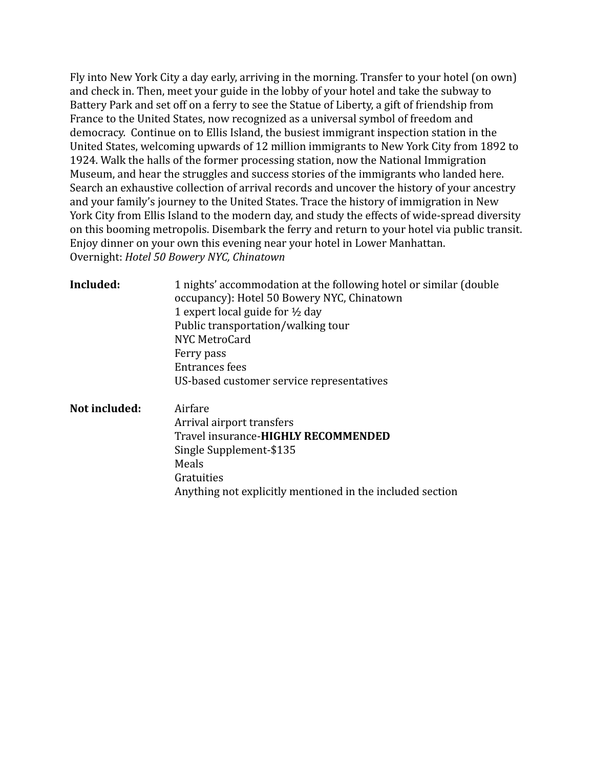Fly into New York City a day early, arriving in the morning. Transfer to your hotel (on own) and check in. Then, meet your guide in the lobby of your hotel and take the subway to Battery Park and set off on a ferry to see the Statue of Liberty, a gift of friendship from France to the United States, now recognized as a universal symbol of freedom and democracy.  Continue on to Ellis Island, the busiest immigrant inspection station in the United States, welcoming upwards of 12 million immigrants to New York City from 1892 to 1924. Walk the halls of the former processing station, now the National Immigration Museum, and hear the struggles and success stories of the immigrants who landed here. Search an exhaustive collection of arrival records and uncover the history of your ancestry and your family's journey to the United States. Trace the history of immigration in New York City from Ellis Island to the modern day, and study the effects of wide-spread diversity on this booming metropolis. Disembark the ferry and return to your hotel via public transit. Enjoy dinner on your own this evening near your hotel in Lower Manhattan.
Overnight: *Hotel 50 Bowery NYC, Chinatown*

| | |
|---|---|
| **Included:** | 1 nights' accommodation at the following hotel or similar (double occupancy): Hotel 50 Bowery NYC, Chinatown<br>1 expert local guide for ½ day<br>Public transportation/walking tour<br>NYC MetroCard<br>Ferry pass<br>Entrances fees<br>US-based customer service representatives |
| **Not included:** | Airfare<br>Arrival airport transfers<br>Travel insurance-**HIGHLY RECOMMENDED**<br>Single Supplement-$135<br>Meals<br>Gratuities<br>Anything not explicitly mentioned in the included section |